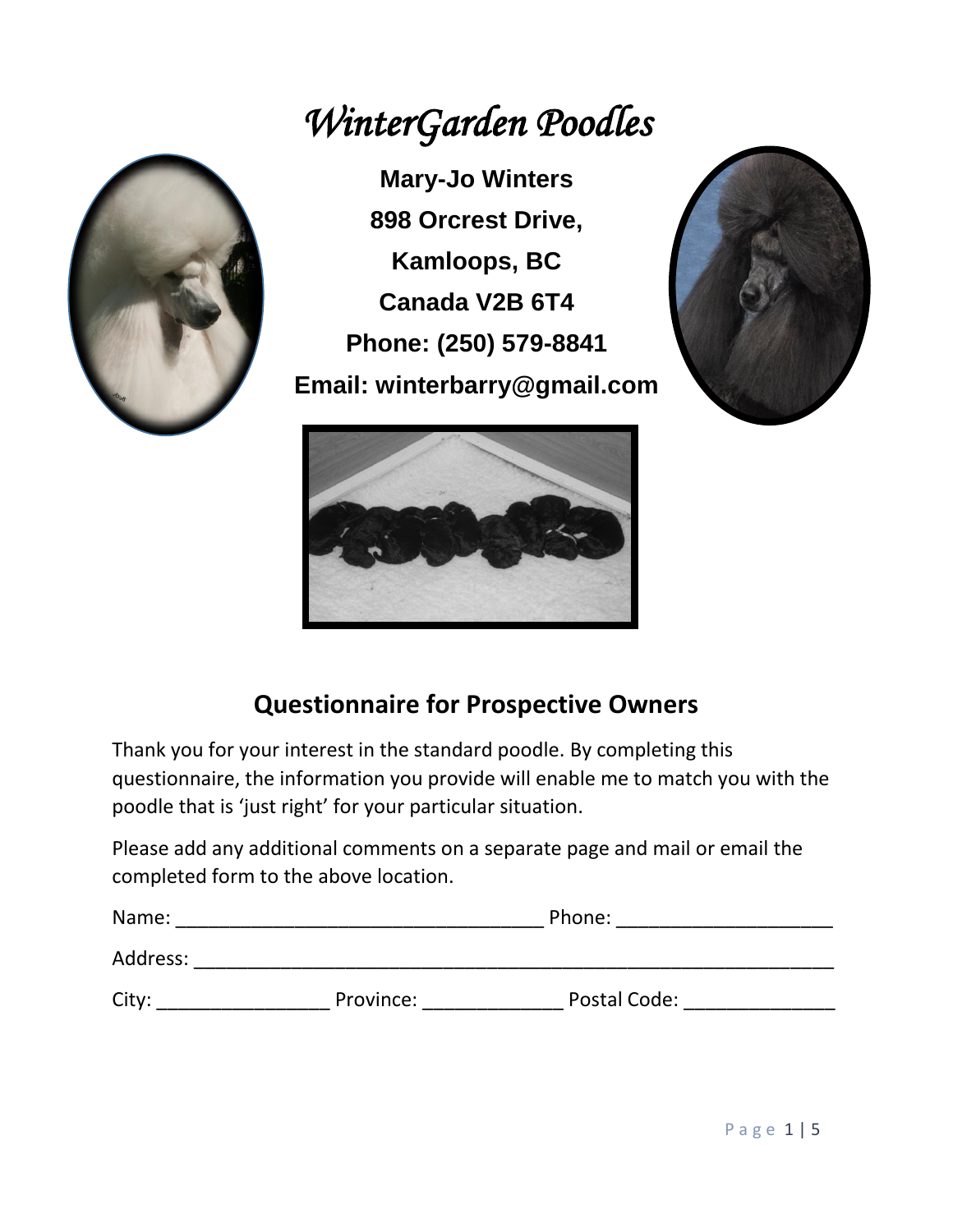# *WinterGarden Poodles*

**Mary-Jo Winters**

**898 Orcrest Drive,**

**Kamloops, BC**

**Canada V2B 6T4**

**Phone: (250) 579-8841**

**Email: winterbarry@gmail.com**

## Questionnaire for Prospective Owners

Thank you for your interest in the standard poodle. By completing this questionnaire, the information you provide will enable me to match you with the poodle that is 'just right' for your particular situation.

Please add any additional comments on a separate page and mail or email the completed form to the above location.

Name: ___________________________________ Phone: ____________________

Address: _____________________________________________________________

City: ________________ Province: _____________ Postal Code: ______________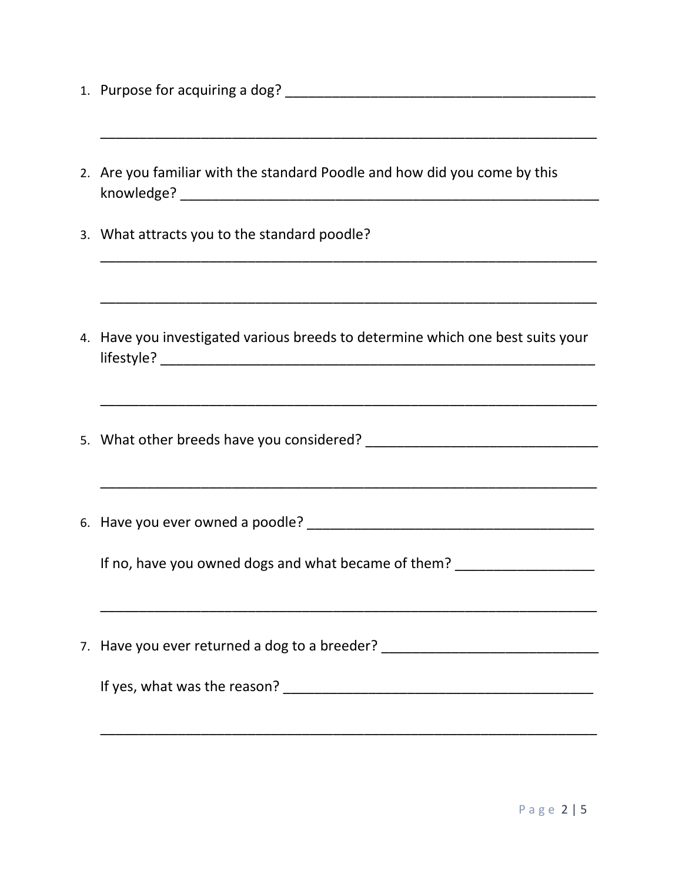1. Purpose for acquiring a dog? ________________________________________

   ________________________________________________________________

2. Are you familiar with the standard Poodle and how did you come by this knowledge? ______________________________________________________

3. What attracts you to the standard poodle?

   ________________________________________________________________

   ________________________________________________________________

4. Have you investigated various breeds to determine which one best suits your lifestyle? _______________________________________________________

   ________________________________________________________________

5. What other breeds have you considered? ______________________________

   ________________________________________________________________

6. Have you ever owned a poodle? ______________________________________

   If no, have you owned dogs and what became of them? _________________

   ________________________________________________________________

7. Have you ever returned a dog to a breeder? ___________________________

   If yes, what was the reason? _______________________________________

   ________________________________________________________________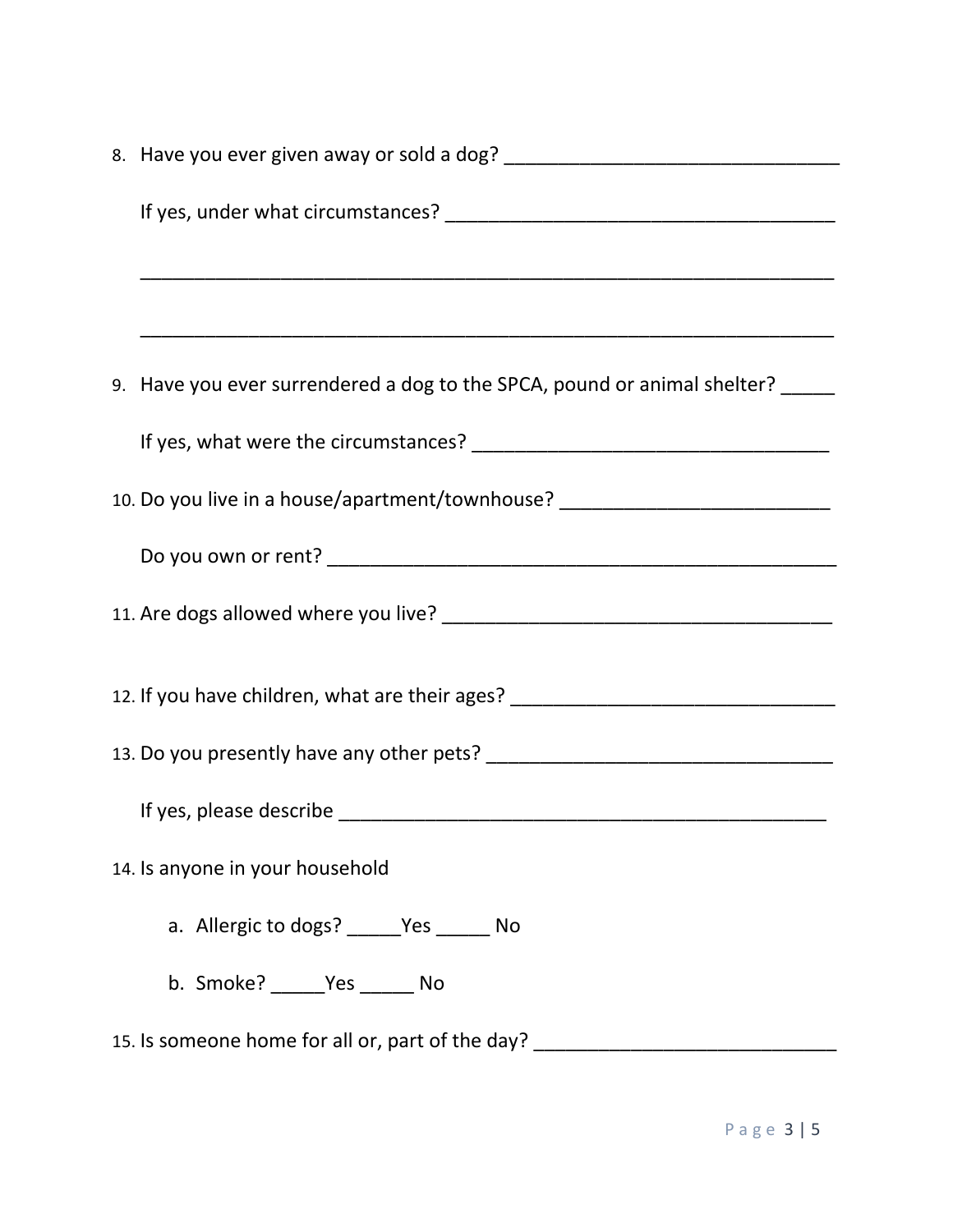8. Have you ever given away or sold a dog? ______________________________

   If yes, under what circumstances? ____________________________________

   ______________________________________________________________

   ______________________________________________________________

9. Have you ever surrendered a dog to the SPCA, pound or animal shelter? _____

   If yes, what were the circumstances? _________________________________

10. Do you live in a house/apartment/townhouse? _________________________

    Do you own or rent? ________________________________________________

11. Are dogs allowed where you live? ____________________________________

12. If you have children, what are their ages? ____________________________

13. Do you presently have any other pets? ________________________________

    If yes, please describe ______________________________________________

14. Is anyone in your household

    a. Allergic to dogs? _____Yes _____ No

    b. Smoke? _____Yes _____ No

15. Is someone home for all or, part of the day? ___________________________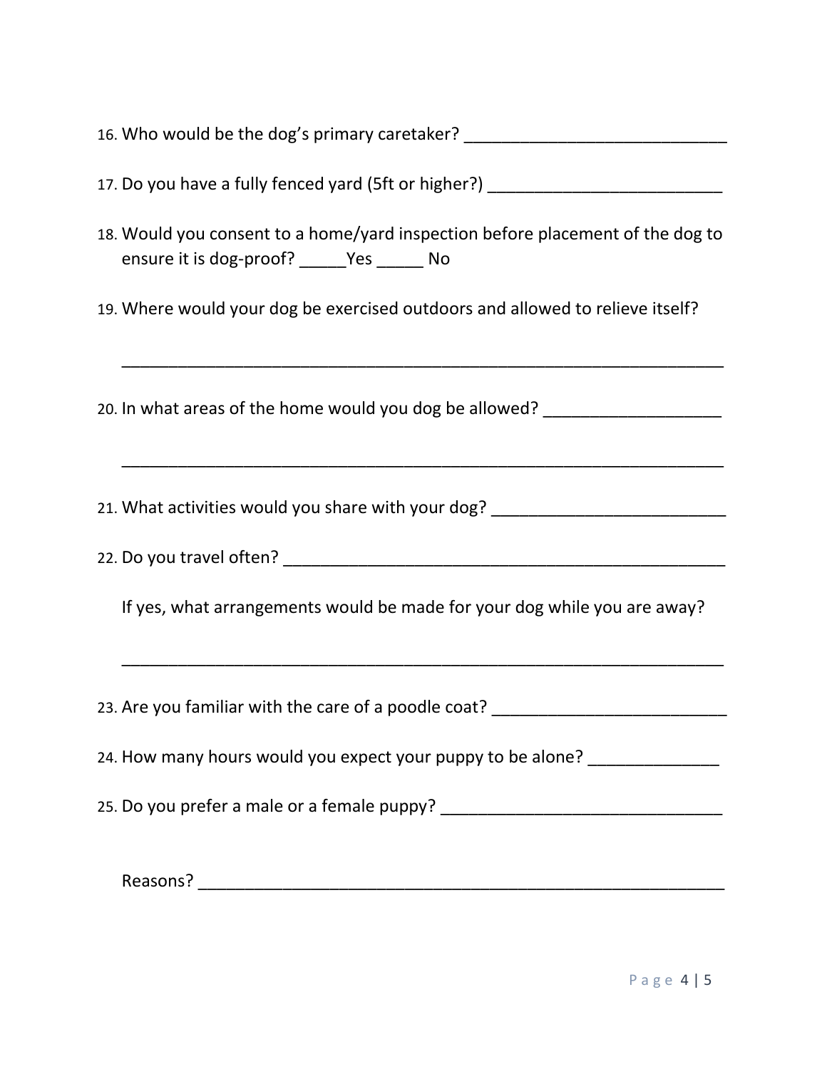16. Who would be the dog's primary caretaker? ____________________________

17. Do you have a fully fenced yard (5ft or higher?) _________________________

18. Would you consent to a home/yard inspection before placement of the dog to ensure it is dog-proof? _____Yes _____ No

19. Where would your dog be exercised outdoors and allowed to relieve itself?

    _________________________________________________________________

20. In what areas of the home would you dog be allowed? ___________________

    _________________________________________________________________

21. What activities would you share with your dog? _________________________

22. Do you travel often? _________________________________________________

    If yes, what arrangements would be made for your dog while you are away?

    _________________________________________________________________

23. Are you familiar with the care of a poodle coat? _________________________

24. How many hours would you expect your puppy to be alone? ______________

25. Do you prefer a male or a female puppy? ______________________________

    Reasons? __________________________________________________________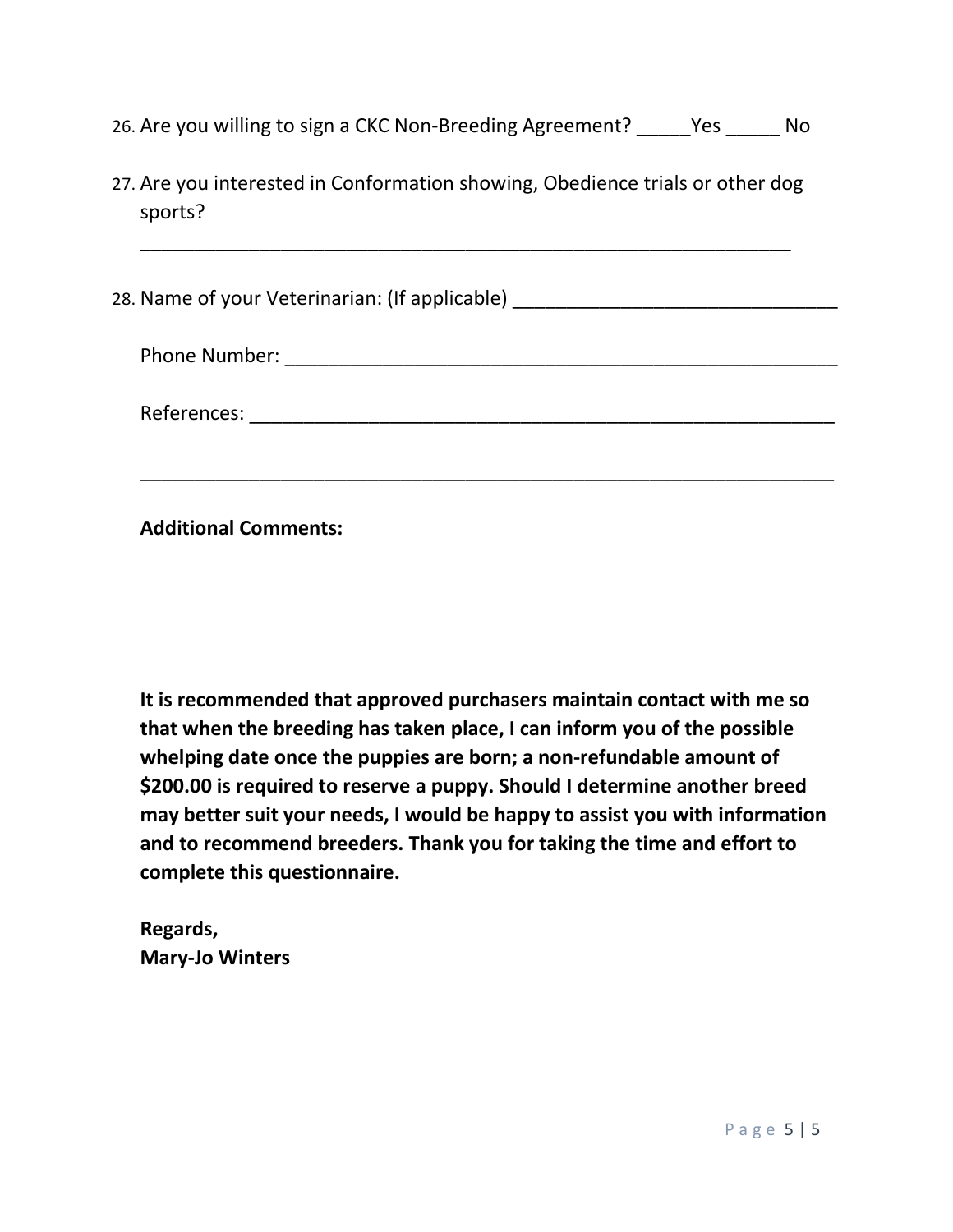26. Are you willing to sign a CKC Non-Breeding Agreement? _____Yes _____ No

27. Are you interested in Conformation showing, Obedience trials or other dog sports?

    _______________________________________________________________

28. Name of your Veterinarian: (If applicable) ______________________________

    Phone Number: _____________________________________________________

    References: ________________________________________________________

    ___________________________________________________________________

    **Additional Comments:**

    **It is recommended that approved purchasers maintain contact with me so that when the breeding has taken place, I can inform you of the possible whelping date once the puppies are born; a non-refundable amount of $200.00 is required to reserve a puppy. Should I determine another breed may better suit your needs, I would be happy to assist you with information and to recommend breeders. Thank you for taking the time and effort to complete this questionnaire.**

    **Regards,**
    **Mary-Jo Winters**